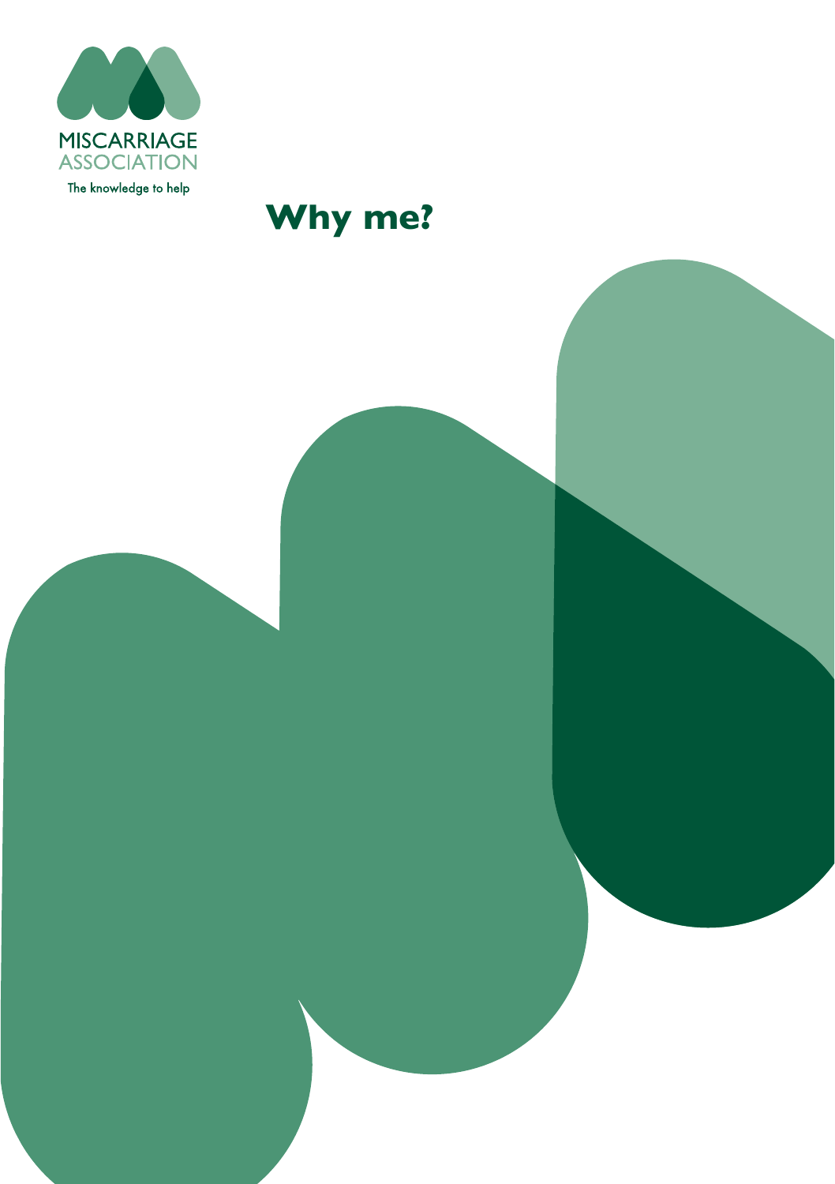MISCARRIAGE ASSOCIATION

The knowledge to help

# Why me?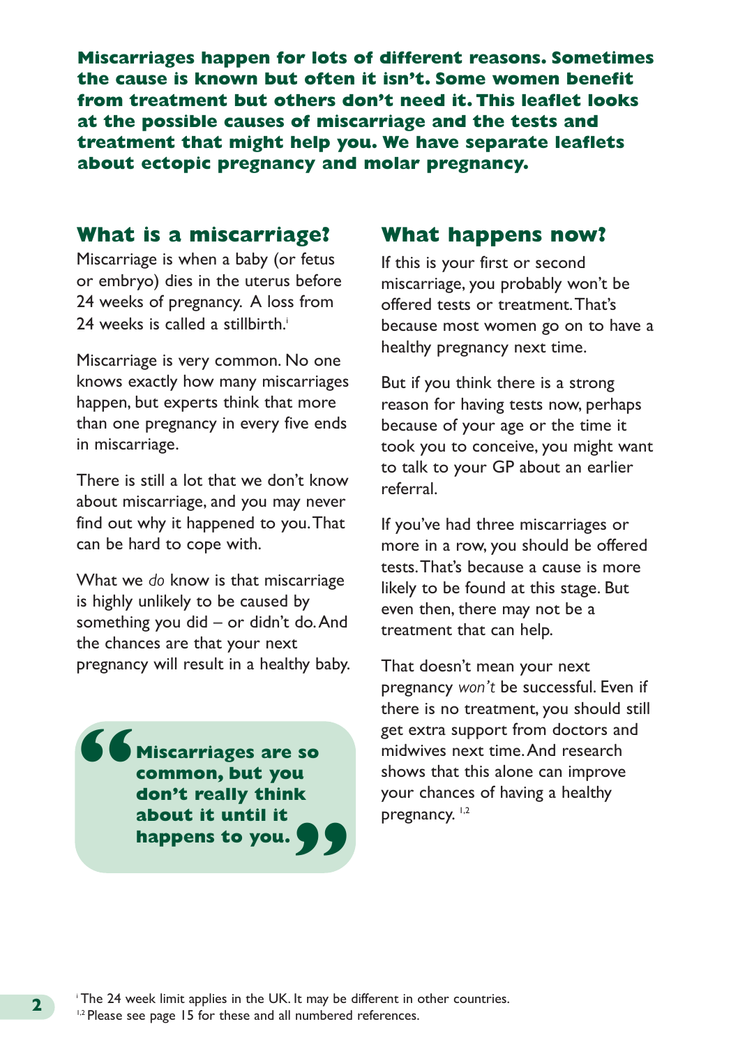**Miscarriages happen for lots of different reasons. Sometimes the cause is known but often it isn't. Some women benefit from treatment but others don't need it. This leaflet looks at the possible causes of miscarriage and the tests and treatment that might help you. We have separate leaflets about ectopic pregnancy and molar pregnancy.**

## What is a miscarriage?

Miscarriage is when a baby (or fetus or embryo) dies in the uterus before 24 weeks of pregnancy. A loss from 24 weeks is called a stillbirth.[i]

Miscarriage is very common. No one knows exactly how many miscarriages happen, but experts think that more than one pregnancy in every five ends in miscarriage.

There is still a lot that we don't know about miscarriage, and you may never find out why it happened to you. That can be hard to cope with.

What we *do* know is that miscarriage is highly unlikely to be caused by something you did – or didn't do. And the chances are that your next pregnancy will result in a healthy baby.

> **"Miscarriages are so common, but you don't really think about it until it happens to you."**

## What happens now?

If this is your first or second miscarriage, you probably won't be offered tests or treatment. That's because most women go on to have a healthy pregnancy next time.

But if you think there is a strong reason for having tests now, perhaps because of your age or the time it took you to conceive, you might want to talk to your GP about an earlier referral.

If you've had three miscarriages or more in a row, you should be offered tests. That's because a cause is more likely to be found at this stage. But even then, there may not be a treatment that can help.

That doesn't mean your next pregnancy *won't* be successful. Even if there is no treatment, you should still get extra support from doctors and midwives next time. And research shows that this alone can improve your chances of having a healthy pregnancy.[1,2]

[i] The 24 week limit applies in the UK. It may be different in other countries.
[1,2] Please see page 15 for these and all numbered references.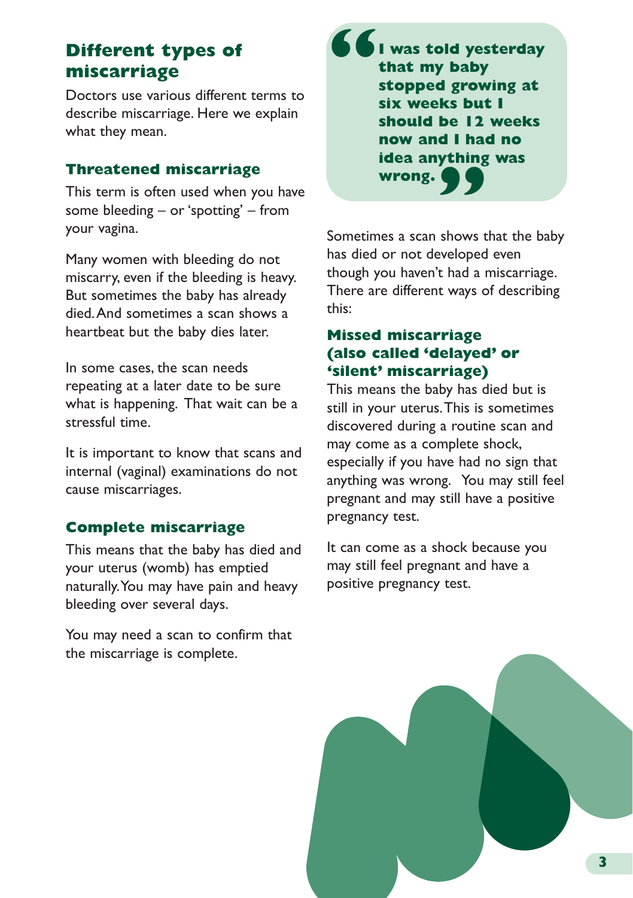## Different types of miscarriage

Doctors use various different terms to describe miscarriage. Here we explain what they mean.

### Threatened miscarriage

This term is often used when you have some bleeding – or 'spotting' – from your vagina.

Many women with bleeding do not miscarry, even if the bleeding is heavy. But sometimes the baby has already died. And sometimes a scan shows a heartbeat but the baby dies later.

In some cases, the scan needs repeating at a later date to be sure what is happening. That wait can be a stressful time.

It is important to know that scans and internal (vaginal) examinations do not cause miscarriages.

### Complete miscarriage

This means that the baby has died and your uterus (womb) has emptied naturally. You may have pain and heavy bleeding over several days.

You may need a scan to confirm that the miscarriage is complete.

> **"I was told yesterday that my baby stopped growing at six weeks but I should be 12 weeks now and I had no idea anything was wrong."**

Sometimes a scan shows that the baby has died or not developed even though you haven't had a miscarriage. There are different ways of describing this:

### Missed miscarriage (also called 'delayed' or 'silent' miscarriage)

This means the baby has died but is still in your uterus. This is sometimes discovered during a routine scan and may come as a complete shock, especially if you have had no sign that anything was wrong. You may still feel pregnant and may still have a positive pregnancy test.

It can come as a shock because you may still feel pregnant and have a positive pregnancy test.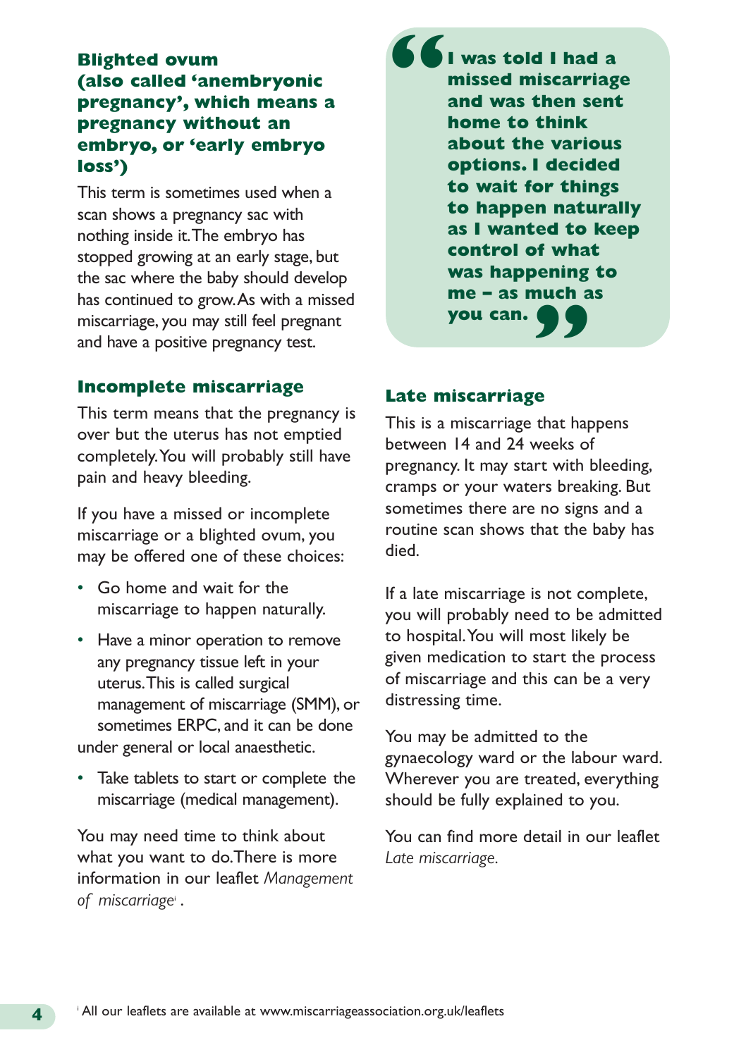### Blighted ovum (also called 'anembryonic pregnancy', which means a pregnancy without an embryo, or 'early embryo loss')

This term is sometimes used when a scan shows a pregnancy sac with nothing inside it. The embryo has stopped growing at an early stage, but the sac where the baby should develop has continued to grow. As with a missed miscarriage, you may still feel pregnant and have a positive pregnancy test.

### Incomplete miscarriage

This term means that the pregnancy is over but the uterus has not emptied completely. You will probably still have pain and heavy bleeding.

If you have a missed or incomplete miscarriage or a blighted ovum, you may be offered one of these choices:

- Go home and wait for the miscarriage to happen naturally.
- Have a minor operation to remove any pregnancy tissue left in your uterus. This is called surgical management of miscarriage (SMM), or sometimes ERPC, and it can be done under general or local anaesthetic.
- Take tablets to start or complete the miscarriage (medical management).

You may need time to think about what you want to do. There is more information in our leaflet *Management of miscarriage*[i].

> **"I was told I had a missed miscarriage and was then sent home to think about the various options. I decided to wait for things to happen naturally as I wanted to keep control of what was happening to me – as much as you can."**

### Late miscarriage

This is a miscarriage that happens between 14 and 24 weeks of pregnancy. It may start with bleeding, cramps or your waters breaking. But sometimes there are no signs and a routine scan shows that the baby has died.

If a late miscarriage is not complete, you will probably need to be admitted to hospital. You will most likely be given medication to start the process of miscarriage and this can be a very distressing time.

You may be admitted to the gynaecology ward or the labour ward. Wherever you are treated, everything should be fully explained to you.

You can find more detail in our leaflet *Late miscarriage*.

[i] All our leaflets are available at www.miscarriageassociation.org.uk/leaflets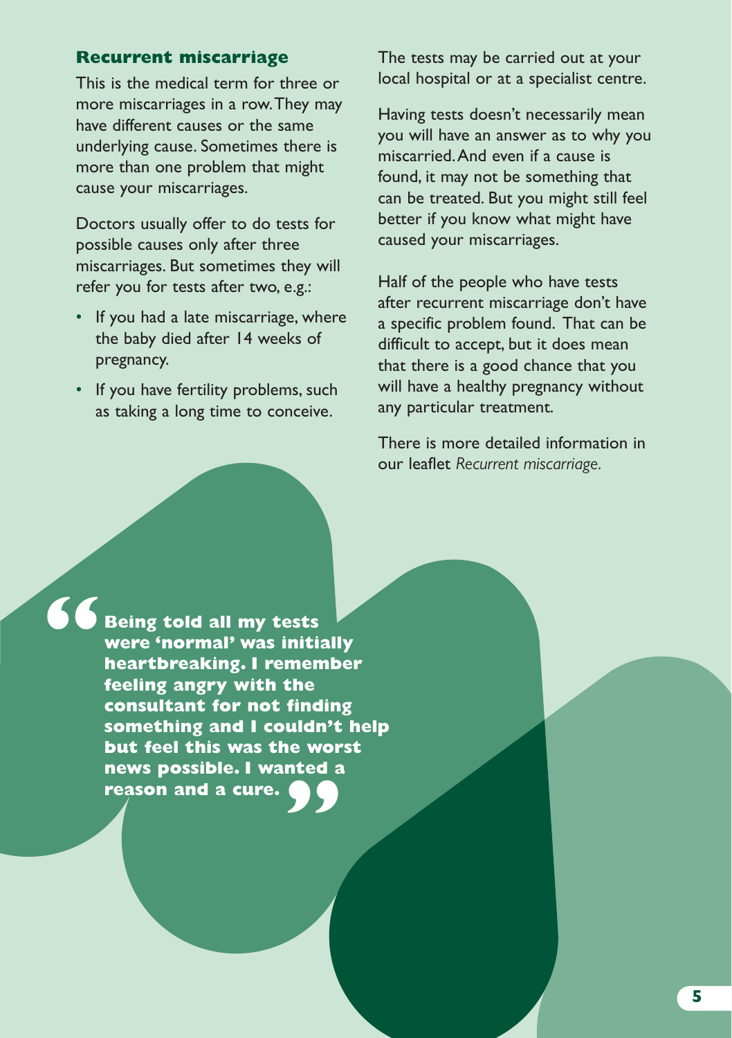## Recurrent miscarriage

This is the medical term for three or more miscarriages in a row. They may have different causes or the same underlying cause. Sometimes there is more than one problem that might cause your miscarriages.

Doctors usually offer to do tests for possible causes only after three miscarriages. But sometimes they will refer you for tests after two, e.g.:

- If you had a late miscarriage, where the baby died after 14 weeks of pregnancy.
- If you have fertility problems, such as taking a long time to conceive.

The tests may be carried out at your local hospital or at a specialist centre.

Having tests doesn't necessarily mean you will have an answer as to why you miscarried. And even if a cause is found, it may not be something that can be treated. But you might still feel better if you know what might have caused your miscarriages.

Half of the people who have tests after recurrent miscarriage don't have a specific problem found. That can be difficult to accept, but it does mean that there is a good chance that you will have a healthy pregnancy without any particular treatment.

There is more detailed information in our leaflet *Recurrent miscarriage*.

> **“Being told all my tests were ‘normal’ was initially heartbreaking. I remember feeling angry with the consultant for not finding something and I couldn’t help but feel this was the worst news possible. I wanted a reason and a cure.”**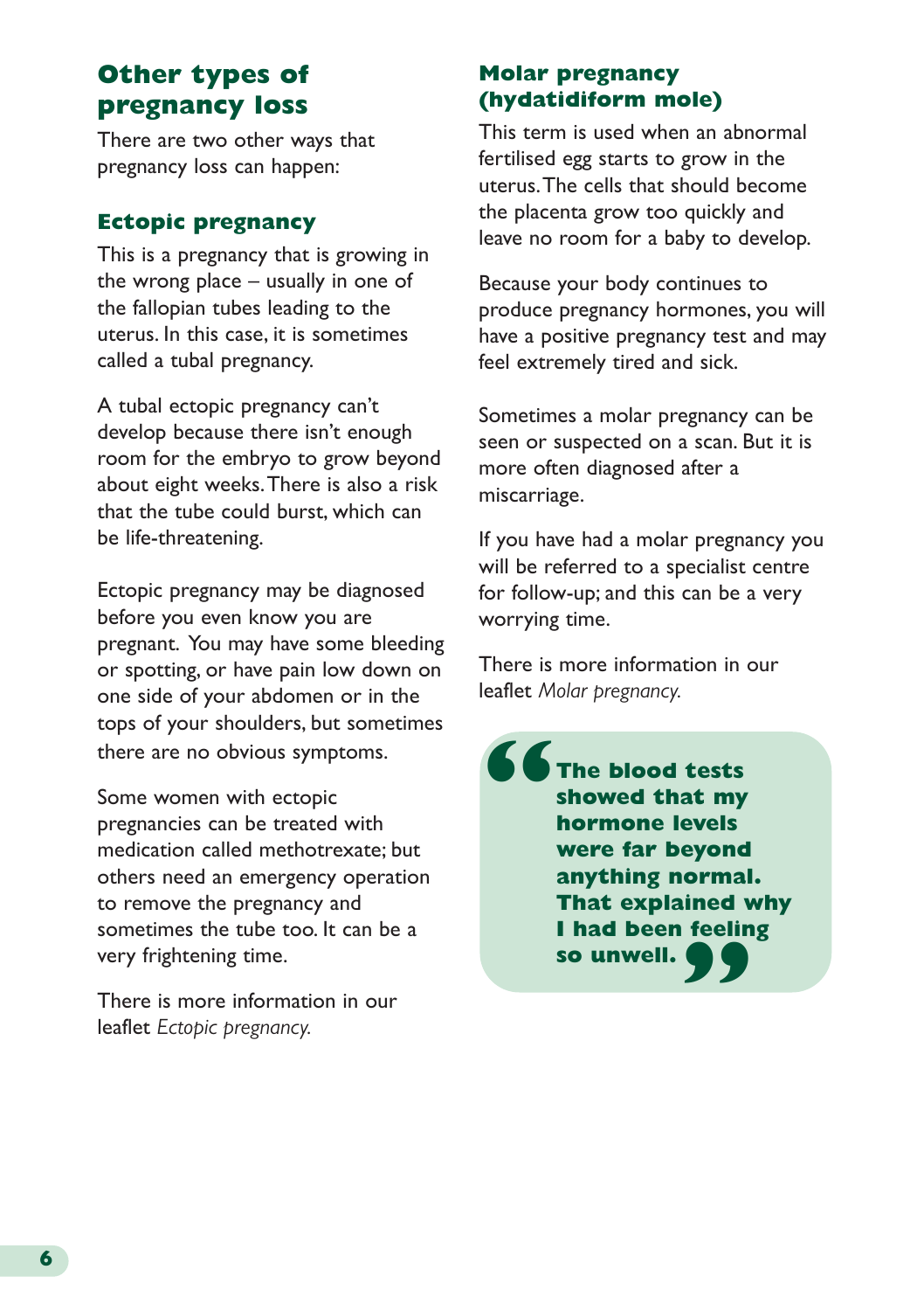## Other types of pregnancy loss

There are two other ways that pregnancy loss can happen:

### Ectopic pregnancy

This is a pregnancy that is growing in the wrong place – usually in one of the fallopian tubes leading to the uterus. In this case, it is sometimes called a tubal pregnancy.

A tubal ectopic pregnancy can't develop because there isn't enough room for the embryo to grow beyond about eight weeks. There is also a risk that the tube could burst, which can be life-threatening.

Ectopic pregnancy may be diagnosed before you even know you are pregnant. You may have some bleeding or spotting, or have pain low down on one side of your abdomen or in the tops of your shoulders, but sometimes there are no obvious symptoms.

Some women with ectopic pregnancies can be treated with medication called methotrexate; but others need an emergency operation to remove the pregnancy and sometimes the tube too. It can be a very frightening time.

There is more information in our leaflet *Ectopic pregnancy.*

### Molar pregnancy (hydatidiform mole)

This term is used when an abnormal fertilised egg starts to grow in the uterus. The cells that should become the placenta grow too quickly and leave no room for a baby to develop.

Because your body continues to produce pregnancy hormones, you will have a positive pregnancy test and may feel extremely tired and sick.

Sometimes a molar pregnancy can be seen or suspected on a scan. But it is more often diagnosed after a miscarriage.

If you have had a molar pregnancy you will be referred to a specialist centre for follow-up; and this can be a very worrying time.

There is more information in our leaflet *Molar pregnancy.*

> **"The blood tests showed that my hormone levels were far beyond anything normal. That explained why I had been feeling so unwell."**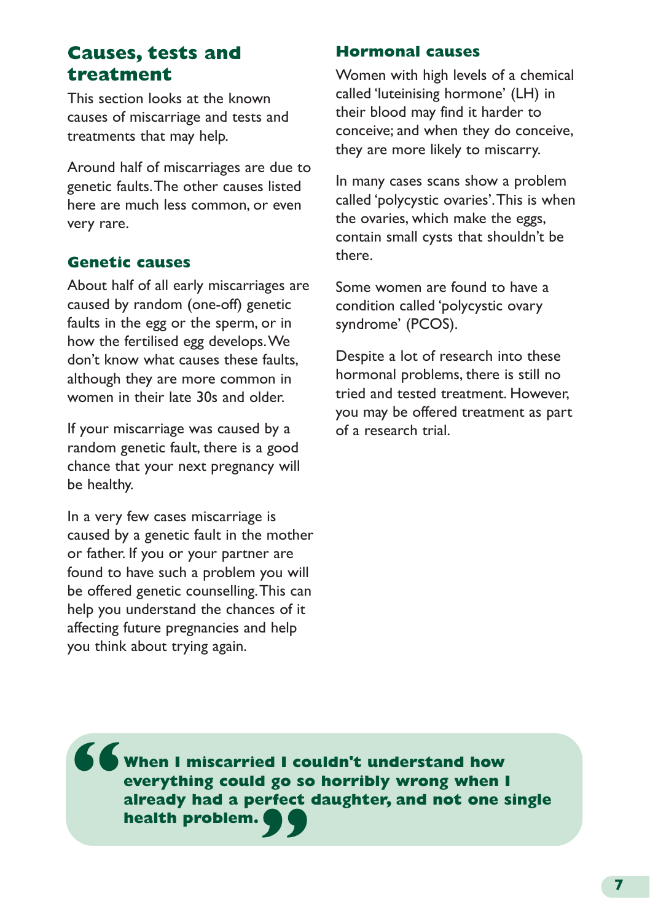## Causes, tests and treatment

This section looks at the known causes of miscarriage and tests and treatments that may help.

Around half of miscarriages are due to genetic faults. The other causes listed here are much less common, or even very rare.

### Genetic causes

About half of all early miscarriages are caused by random (one-off) genetic faults in the egg or the sperm, or in how the fertilised egg develops. We don't know what causes these faults, although they are more common in women in their late 30s and older.

If your miscarriage was caused by a random genetic fault, there is a good chance that your next pregnancy will be healthy.

In a very few cases miscarriage is caused by a genetic fault in the mother or father. If you or your partner are found to have such a problem you will be offered genetic counselling. This can help you understand the chances of it affecting future pregnancies and help you think about trying again.

### Hormonal causes

Women with high levels of a chemical called 'luteinising hormone' (LH) in their blood may find it harder to conceive; and when they do conceive, they are more likely to miscarry.

In many cases scans show a problem called 'polycystic ovaries'. This is when the ovaries, which make the eggs, contain small cysts that shouldn't be there.

Some women are found to have a condition called 'polycystic ovary syndrome' (PCOS).

Despite a lot of research into these hormonal problems, there is still no tried and tested treatment. However, you may be offered treatment as part of a research trial.

> **"When I miscarried I couldn't understand how everything could go so horribly wrong when I already had a perfect daughter, and not one single health problem."**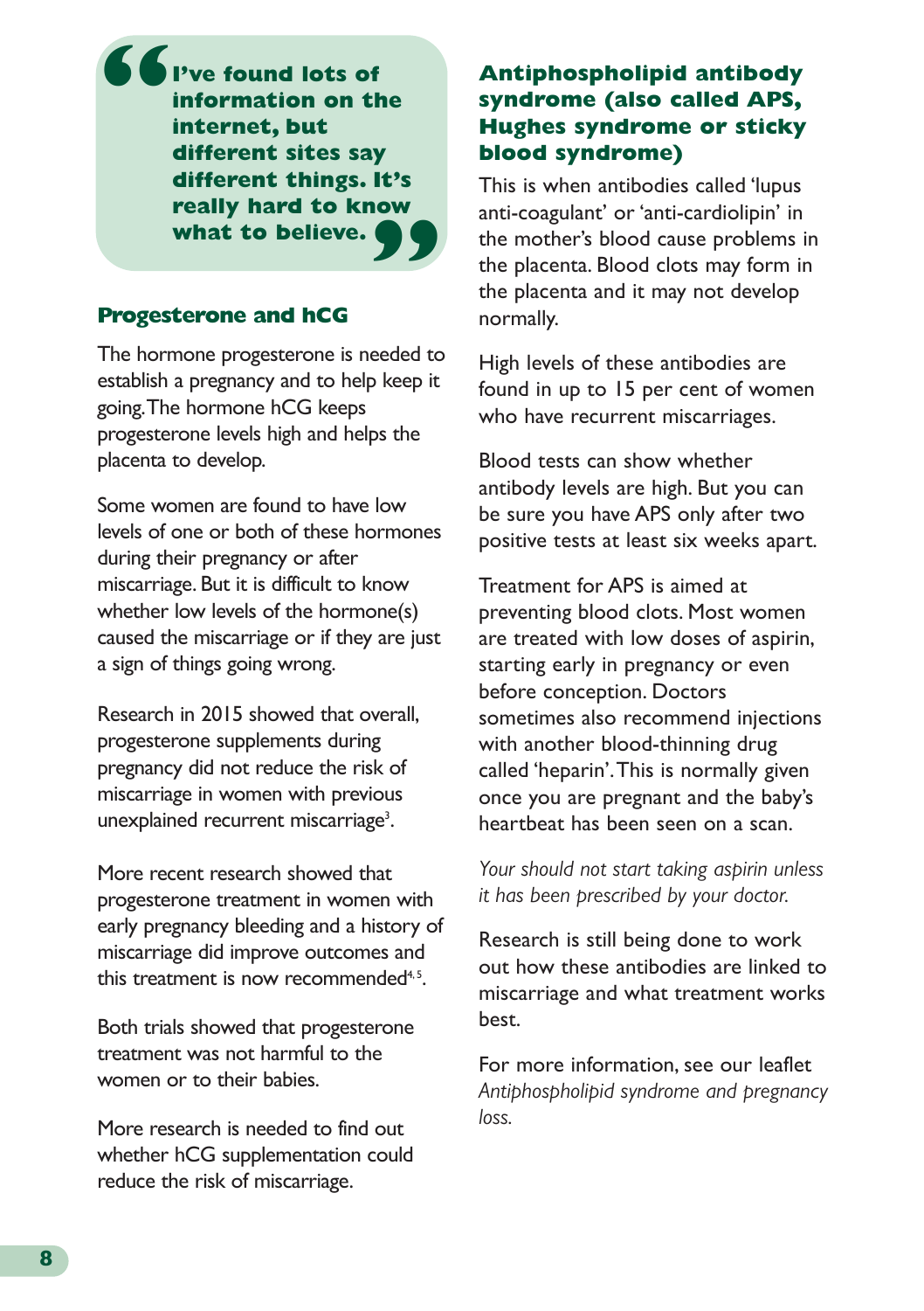> **I've found lots of information on the internet, but different sites say different things. It's really hard to know what to believe.**

## Progesterone and hCG

The hormone progesterone is needed to establish a pregnancy and to help keep it going. The hormone hCG keeps progesterone levels high and helps the placenta to develop.

Some women are found to have low levels of one or both of these hormones during their pregnancy or after miscarriage. But it is difficult to know whether low levels of the hormone(s) caused the miscarriage or if they are just a sign of things going wrong.

Research in 2015 showed that overall, progesterone supplements during pregnancy did not reduce the risk of miscarriage in women with previous unexplained recurrent miscarriage[3].

More recent research showed that progesterone treatment in women with early pregnancy bleeding and a history of miscarriage did improve outcomes and this treatment is now recommended[4,5].

Both trials showed that progesterone treatment was not harmful to the women or to their babies.

More research is needed to find out whether hCG supplementation could reduce the risk of miscarriage.

## Antiphospholipid antibody syndrome (also called APS, Hughes syndrome or sticky blood syndrome)

This is when antibodies called 'lupus anti-coagulant' or 'anti-cardiolipin' in the mother's blood cause problems in the placenta. Blood clots may form in the placenta and it may not develop normally.

High levels of these antibodies are found in up to 15 per cent of women who have recurrent miscarriages.

Blood tests can show whether antibody levels are high. But you can be sure you have APS only after two positive tests at least six weeks apart.

Treatment for APS is aimed at preventing blood clots. Most women are treated with low doses of aspirin, starting early in pregnancy or even before conception. Doctors sometimes also recommend injections with another blood-thinning drug called 'heparin'. This is normally given once you are pregnant and the baby's heartbeat has been seen on a scan.

*Your should not start taking aspirin unless it has been prescribed by your doctor.*

Research is still being done to work out how these antibodies are linked to miscarriage and what treatment works best.

For more information, see our leaflet *Antiphospholipid syndrome and pregnancy loss.*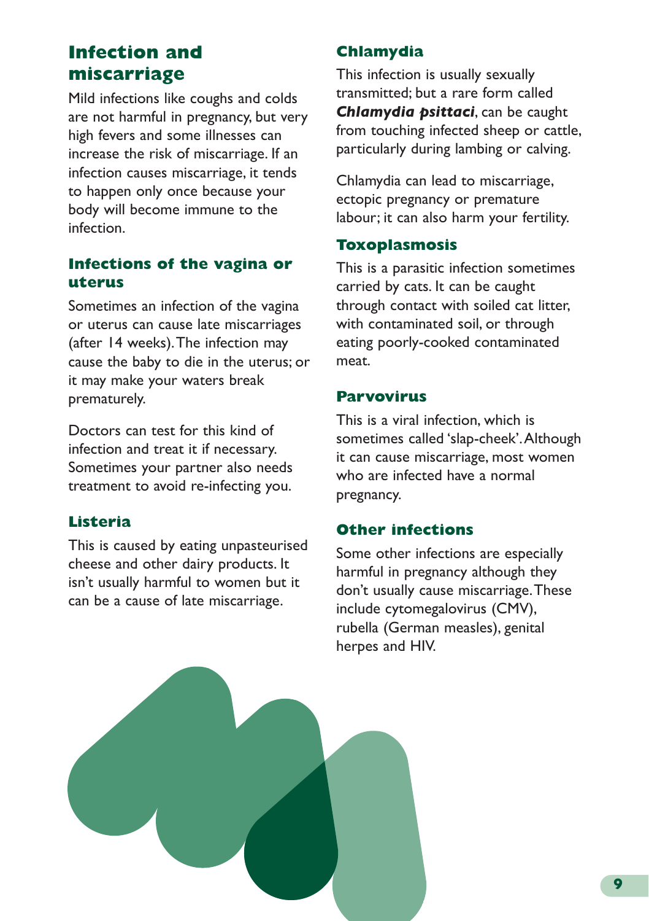## Infection and miscarriage

Mild infections like coughs and colds are not harmful in pregnancy, but very high fevers and some illnesses can increase the risk of miscarriage. If an infection causes miscarriage, it tends to happen only once because your body will become immune to the infection.

### Infections of the vagina or uterus

Sometimes an infection of the vagina or uterus can cause late miscarriages (after 14 weeks). The infection may cause the baby to die in the uterus; or it may make your waters break prematurely.

Doctors can test for this kind of infection and treat it if necessary. Sometimes your partner also needs treatment to avoid re-infecting you.

### Listeria

This is caused by eating unpasteurised cheese and other dairy products. It isn't usually harmful to women but it can be a cause of late miscarriage.

### Chlamydia

This infection is usually sexually transmitted; but a rare form called ***Chlamydia psittaci***, can be caught from touching infected sheep or cattle, particularly during lambing or calving.

Chlamydia can lead to miscarriage, ectopic pregnancy or premature labour; it can also harm your fertility.

### Toxoplasmosis

This is a parasitic infection sometimes carried by cats. It can be caught through contact with soiled cat litter, with contaminated soil, or through eating poorly-cooked contaminated meat.

### Parvovirus

This is a viral infection, which is sometimes called 'slap-cheek'. Although it can cause miscarriage, most women who are infected have a normal pregnancy.

### Other infections

Some other infections are especially harmful in pregnancy although they don't usually cause miscarriage. These include cytomegalovirus (CMV), rubella (German measles), genital herpes and HIV.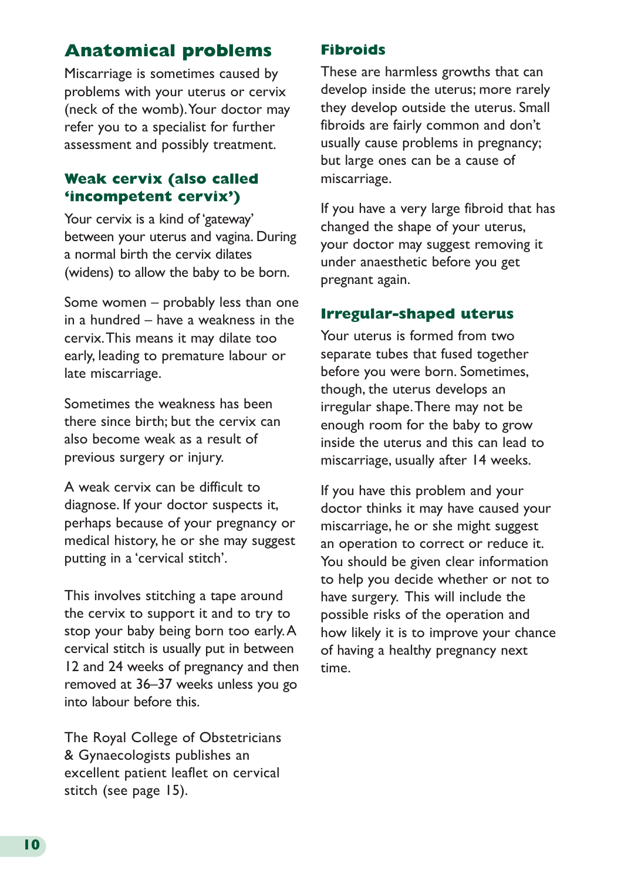## Anatomical problems

Miscarriage is sometimes caused by problems with your uterus or cervix (neck of the womb). Your doctor may refer you to a specialist for further assessment and possibly treatment.

### Weak cervix (also called 'incompetent cervix')

Your cervix is a kind of 'gateway' between your uterus and vagina. During a normal birth the cervix dilates (widens) to allow the baby to be born.

Some women – probably less than one in a hundred – have a weakness in the cervix. This means it may dilate too early, leading to premature labour or late miscarriage.

Sometimes the weakness has been there since birth; but the cervix can also become weak as a result of previous surgery or injury.

A weak cervix can be difficult to diagnose. If your doctor suspects it, perhaps because of your pregnancy or medical history, he or she may suggest putting in a 'cervical stitch'.

This involves stitching a tape around the cervix to support it and to try to stop your baby being born too early. A cervical stitch is usually put in between 12 and 24 weeks of pregnancy and then removed at 36–37 weeks unless you go into labour before this.

The Royal College of Obstetricians & Gynaecologists publishes an excellent patient leaflet on cervical stitch (see page 15).

### Fibroids

These are harmless growths that can develop inside the uterus; more rarely they develop outside the uterus. Small fibroids are fairly common and don't usually cause problems in pregnancy; but large ones can be a cause of miscarriage.

If you have a very large fibroid that has changed the shape of your uterus, your doctor may suggest removing it under anaesthetic before you get pregnant again.

### Irregular-shaped uterus

Your uterus is formed from two separate tubes that fused together before you were born. Sometimes, though, the uterus develops an irregular shape. There may not be enough room for the baby to grow inside the uterus and this can lead to miscarriage, usually after 14 weeks.

If you have this problem and your doctor thinks it may have caused your miscarriage, he or she might suggest an operation to correct or reduce it. You should be given clear information to help you decide whether or not to have surgery. This will include the possible risks of the operation and how likely it is to improve your chance of having a healthy pregnancy next time.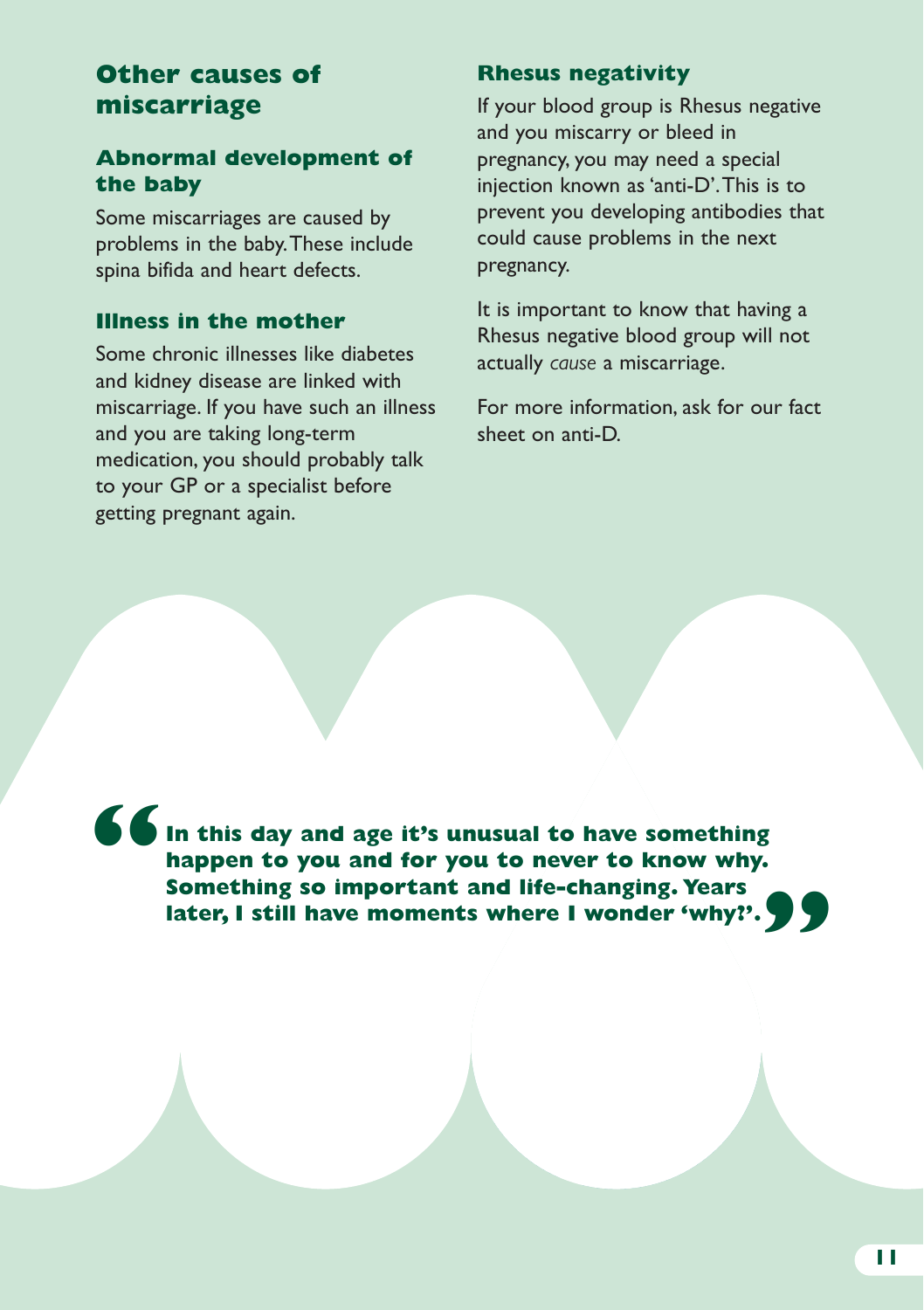## Other causes of miscarriage

### Abnormal development of the baby

Some miscarriages are caused by problems in the baby. These include spina bifida and heart defects.

### Illness in the mother

Some chronic illnesses like diabetes and kidney disease are linked with miscarriage. If you have such an illness and you are taking long-term medication, you should probably talk to your GP or a specialist before getting pregnant again.

### Rhesus negativity

If your blood group is Rhesus negative and you miscarry or bleed in pregnancy, you may need a special injection known as 'anti-D'. This is to prevent you developing antibodies that could cause problems in the next pregnancy.

It is important to know that having a Rhesus negative blood group will not actually *cause* a miscarriage.

For more information, ask for our fact sheet on anti-D.

> **"In this day and age it's unusual to have something happen to you and for you to never to know why. Something so important and life-changing. Years later, I still have moments where I wonder 'why?'."**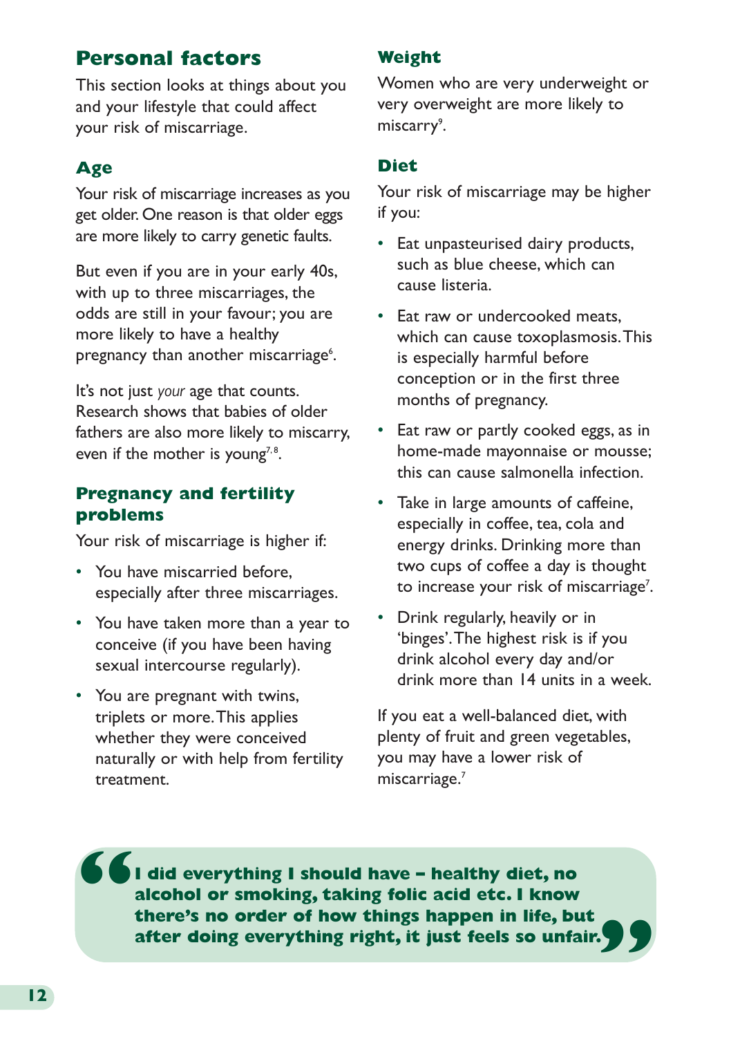## Personal factors

This section looks at things about you and your lifestyle that could affect your risk of miscarriage.

### Age

Your risk of miscarriage increases as you get older. One reason is that older eggs are more likely to carry genetic faults.

But even if you are in your early 40s, with up to three miscarriages, the odds are still in your favour; you are more likely to have a healthy pregnancy than another miscarriage[6].

It's not just *your* age that counts. Research shows that babies of older fathers are also more likely to miscarry, even if the mother is young[7,8].

### Pregnancy and fertility problems

Your risk of miscarriage is higher if:

- You have miscarried before, especially after three miscarriages.
- You have taken more than a year to conceive (if you have been having sexual intercourse regularly).
- You are pregnant with twins, triplets or more. This applies whether they were conceived naturally or with help from fertility treatment.

### Weight

Women who are very underweight or very overweight are more likely to miscarry[9].

### Diet

Your risk of miscarriage may be higher if you:

- Eat unpasteurised dairy products, such as blue cheese, which can cause listeria.
- Eat raw or undercooked meats, which can cause toxoplasmosis. This is especially harmful before conception or in the first three months of pregnancy.
- Eat raw or partly cooked eggs, as in home-made mayonnaise or mousse; this can cause salmonella infection.
- Take in large amounts of caffeine, especially in coffee, tea, cola and energy drinks. Drinking more than two cups of coffee a day is thought to increase your risk of miscarriage[7].
- Drink regularly, heavily or in 'binges'. The highest risk is if you drink alcohol every day and/or drink more than 14 units in a week.

If you eat a well-balanced diet, with plenty of fruit and green vegetables, you may have a lower risk of miscarriage.[7]

> **"I did everything I should have – healthy diet, no alcohol or smoking, taking folic acid etc. I know there's no order of how things happen in life, but after doing everything right, it just feels so unfair."**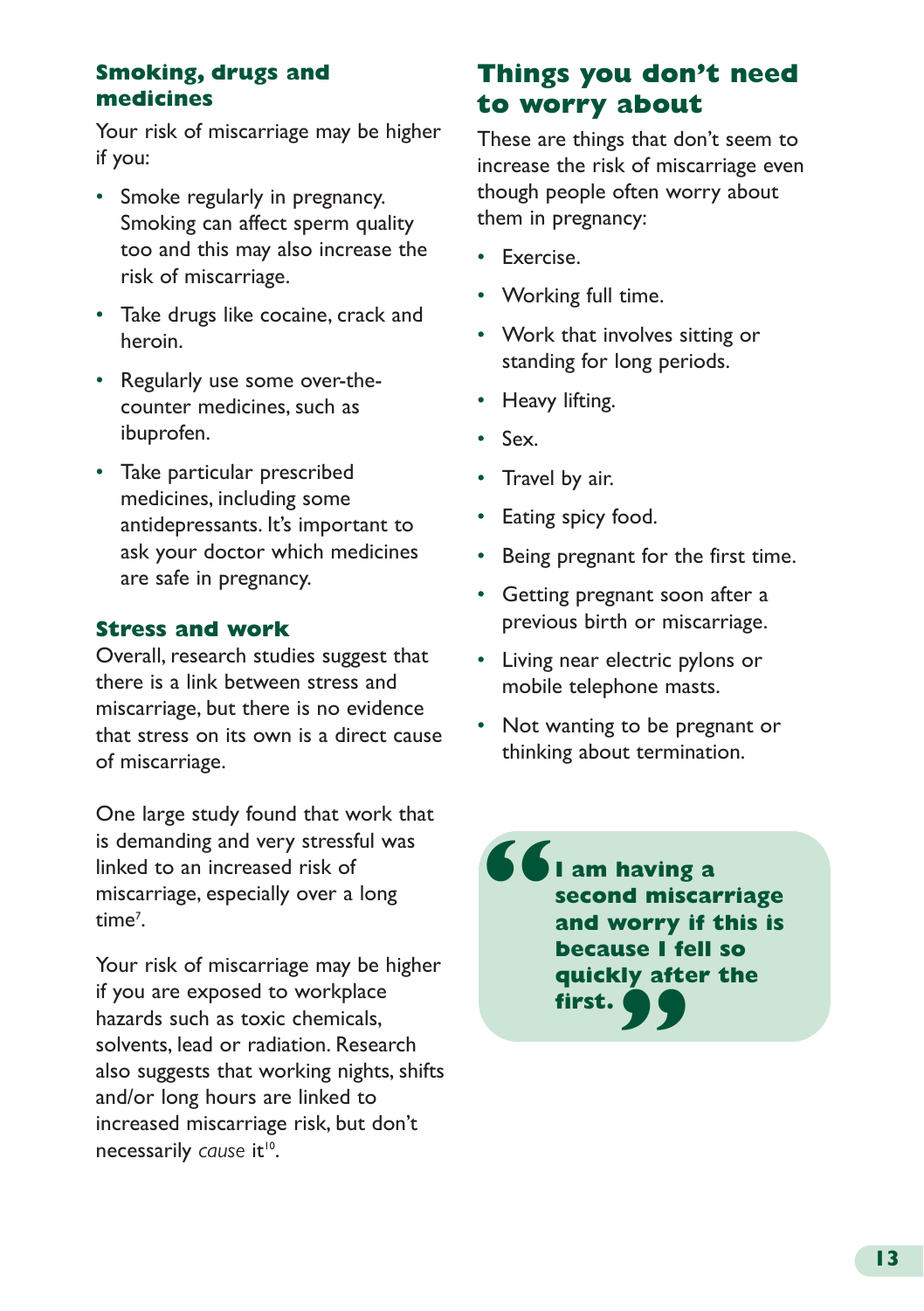### Smoking, drugs and medicines

Your risk of miscarriage may be higher if you:

- Smoke regularly in pregnancy. Smoking can affect sperm quality too and this may also increase the risk of miscarriage.
- Take drugs like cocaine, crack and heroin.
- Regularly use some over-the-counter medicines, such as ibuprofen.
- Take particular prescribed medicines, including some antidepressants. It's important to ask your doctor which medicines are safe in pregnancy.

### Stress and work

Overall, research studies suggest that there is a link between stress and miscarriage, but there is no evidence that stress on its own is a direct cause of miscarriage.

One large study found that work that is demanding and very stressful was linked to an increased risk of miscarriage, especially over a long time[7].

Your risk of miscarriage may be higher if you are exposed to workplace hazards such as toxic chemicals, solvents, lead or radiation. Research also suggests that working nights, shifts and/or long hours are linked to increased miscarriage risk, but don't necessarily *cause* it[10].

## Things you don't need to worry about

These are things that don't seem to increase the risk of miscarriage even though people often worry about them in pregnancy:

- Exercise.
- Working full time.
- Work that involves sitting or standing for long periods.
- Heavy lifting.
- Sex.
- Travel by air.
- Eating spicy food.
- Being pregnant for the first time.
- Getting pregnant soon after a previous birth or miscarriage.
- Living near electric pylons or mobile telephone masts.
- Not wanting to be pregnant or thinking about termination.

> **"I am having a second miscarriage and worry if this is because I fell so quickly after the first."**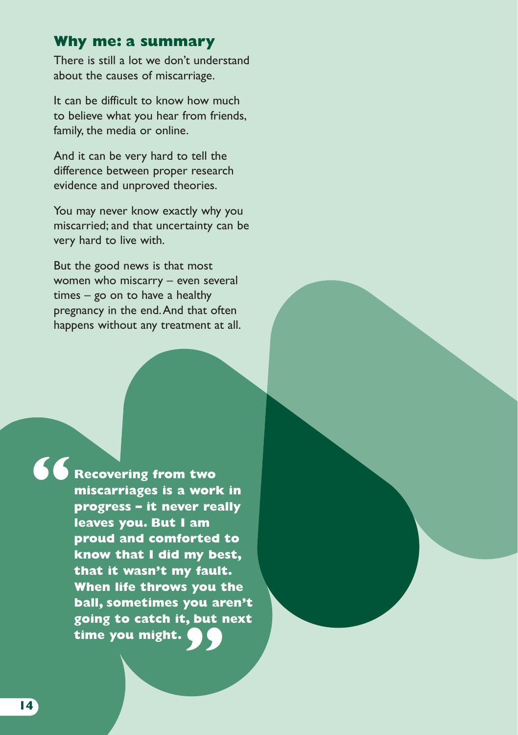## Why me: a summary

There is still a lot we don't understand about the causes of miscarriage.

It can be difficult to know how much to believe what you hear from friends, family, the media or online.

And it can be very hard to tell the difference between proper research evidence and unproved theories.

You may never know exactly why you miscarried; and that uncertainty can be very hard to live with.

But the good news is that most women who miscarry – even several times – go on to have a healthy pregnancy in the end. And that often happens without any treatment at all.

> **"Recovering from two miscarriages is a work in progress – it never really leaves you. But I am proud and comforted to know that I did my best, that it wasn't my fault. When life throws you the ball, sometimes you aren't going to catch it, but next time you might."**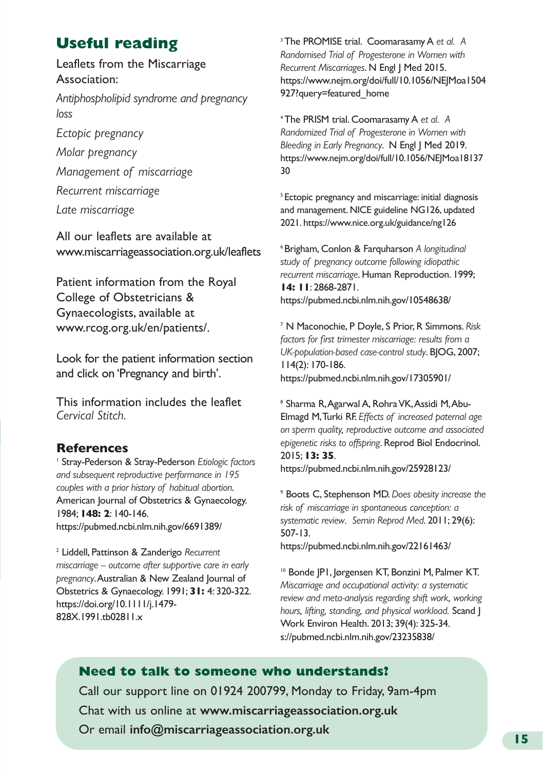## Useful reading

Leaflets from the Miscarriage Association:

*Antiphospholipid syndrome and pregnancy loss*

*Ectopic pregnancy*

*Molar pregnancy*

*Management of miscarriage*

*Recurrent miscarriage*

*Late miscarriage*

All our leaflets are available at www.miscarriageassociation.org.uk/leaflets

Patient information from the Royal College of Obstetricians & Gynaecologists, available at www.rcog.org.uk/en/patients/.

Look for the patient information section and click on 'Pregnancy and birth'.

This information includes the leaflet *Cervical Stitch.*

### References

[1] Stray-Pederson & Stray-Pederson *Etiologic factors and subsequent reproductive performance in 195 couples with a prior history of habitual abortion.* American Journal of Obstetrics & Gynaecology. 1984; **148: 2**: 140-146. https://pubmed.ncbi.nlm.nih.gov/6691389/

[2] Liddell, Pattinson & Zanderigo *Recurrent miscarriage – outcome after supportive care in early pregnancy.* Australian & New Zealand Journal of Obstetrics & Gynaecology. 1991; **31:** 4: 320-322. https://doi.org/10.1111/j.1479-828X.1991.tb02811.x

[3] The PROMISE trial. Coomarasamy A *et al. A Randomised Trial of Progesterone in Women with Recurrent Miscarriages*. N Engl J Med 2015. https://www.nejm.org/doi/full/10.1056/NEJMoa1504927?query=featured_home

[4] The PRISM trial. Coomarasamy A *et al. A Randomized Trial of Progesterone in Women with Bleeding in Early Pregnancy*. N Engl J Med 2019. https://www.nejm.org/doi/full/10.1056/NEJMoa1813730

[5] Ectopic pregnancy and miscarriage: initial diagnosis and management. NICE guideline NG126, updated 2021. https://www.nice.org.uk/guidance/ng126

[6] Brigham, Conlon & Farquharson *A longitudinal study of pregnancy outcome following idiopathic recurrent miscarriage*. Human Reproduction. 1999; **14: 11**: 2868-2871. https://pubmed.ncbi.nlm.nih.gov/10548638/

[7] N Maconochie, P Doyle, S Prior, R Simmons. *Risk factors for first trimester miscarriage: results from a UK-population-based case-control study*. BJOG, 2007; 114(2): 170-186. https://pubmed.ncbi.nlm.nih.gov/17305901/

[8] Sharma R, Agarwal A, Rohra VK, Assidi M, Abu-Elmagd M, Turki RF. *Effects of increased paternal age on sperm quality, reproductive outcome and associated epigenetic risks to offspring*. Reprod Biol Endocrinol. 2015; **13: 35**. https://pubmed.ncbi.nlm.nih.gov/25928123/

[9] Boots C, Stephenson MD. *Does obesity increase the risk of miscarriage in spontaneous conception: a systematic review. Semin Reprod Med*. 2011; 29(6): 507-13. https://pubmed.ncbi.nlm.nih.gov/22161463/

[10] Bonde JP1, Jørgensen KT, Bonzini M, Palmer KT. *Miscarriage and occupational activity: a systematic review and meta-analysis regarding shift work, working hours, lifting, standing, and physical workload.* Scand J Work Environ Health. 2013; 39(4): 325-34. s://pubmed.ncbi.nlm.nih.gov/23235838/

**Need to talk to someone who understands?**

Call our support line on 01924 200799, Monday to Friday, 9am-4pm

Chat with us online at **www.miscarriageassociation.org.uk**

Or email **info@miscarriageassociation.org.uk**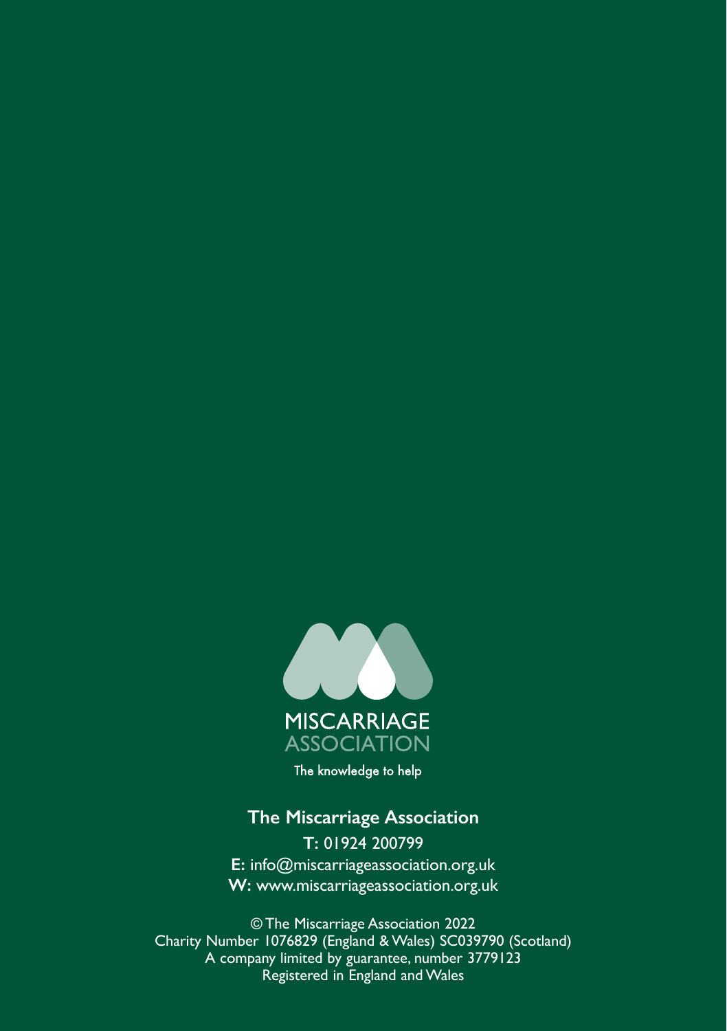MISCARRIAGE
ASSOCIATION

The knowledge to help

**The Miscarriage Association**

**T:** 01924 200799

**E:** info@miscarriageassociation.org.uk

**W:** www.miscarriageassociation.org.uk

© The Miscarriage Association 2022
Charity Number 1076829 (England & Wales) SC039790 (Scotland)
A company limited by guarantee, number 3779123
Registered in England and Wales